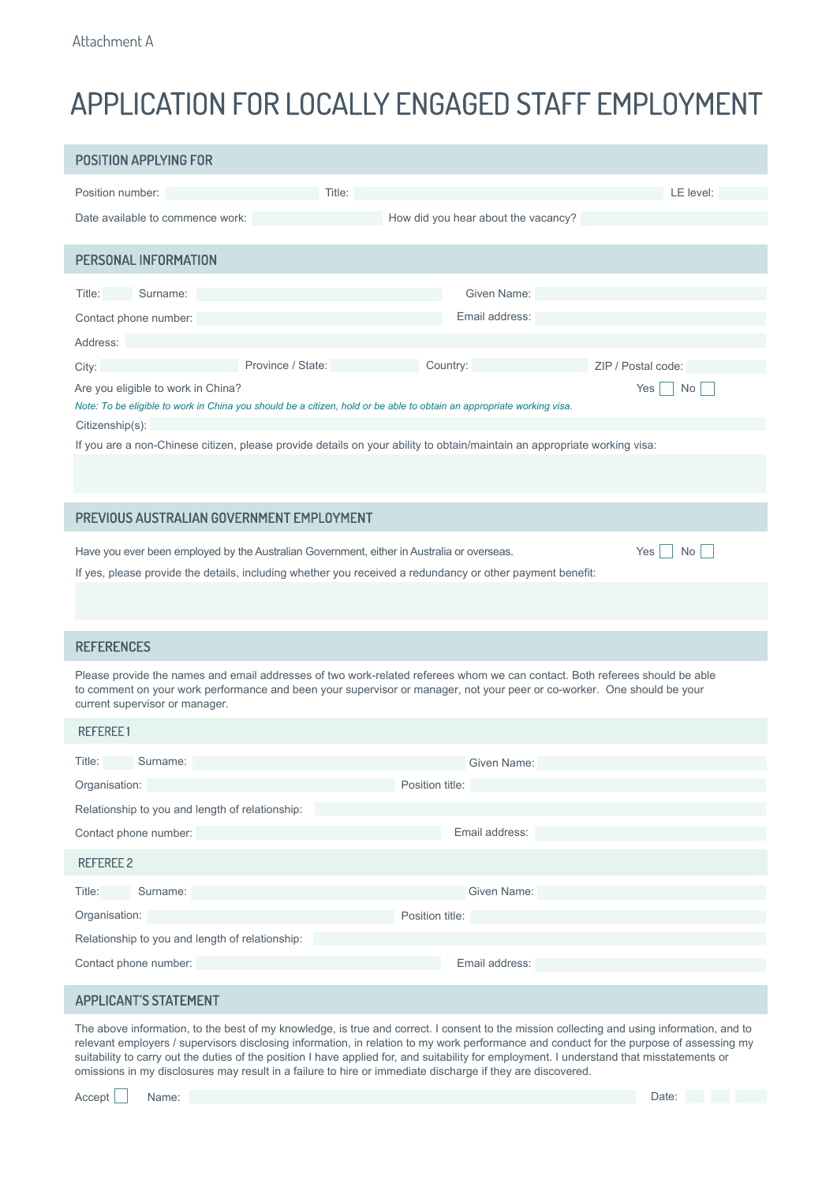Attachment A

# APPLICATION FOR LOCALLY ENGAGED STAFF EMPLOYMENT

## POSITION APPLYING FOR

Position number: Title: LE level:

Date available to commence work: How did you hear about the vacancy?

## PERSONAL INFORMATION

Title: Surname: Given Name:

Contact phone number: Email address:

Address:

City: Province / State: Country: ZIP / Postal code:

Are you eligible to work in China? Yes ☐ No ☐

*Note: To be eligible to work in China you should be a citizen, hold or be able to obtain an appropriate working visa.*

Citizenship(s):

If you are a non-Chinese citizen, please provide details on your ability to obtain/maintain an appropriate working visa:

## PREVIOUS AUSTRALIAN GOVERNMENT EMPLOYMENT

Have you ever been employed by the Australian Government, either in Australia or overseas. Yes ☐ No ☐

If yes, please provide the details, including whether you received a redundancy or other payment benefit:

## REFERENCES

Please provide the names and email addresses of two work-related referees whom we can contact. Both referees should be able to comment on your work performance and been your supervisor or manager, not your peer or co-worker. One should be your current supervisor or manager.

### REFEREE 1

Title: Surname: Given Name:

Organisation: Position title:

Relationship to you and length of relationship:

Contact phone number: Email address:

### REFEREE 2

Title: Surname: Given Name:

Organisation: Position title:

Relationship to you and length of relationship:

Contact phone number: Email address:

## APPLICANT'S STATEMENT

The above information, to the best of my knowledge, is true and correct. I consent to the mission collecting and using information, and to relevant employers / supervisors disclosing information, in relation to my work performance and conduct for the purpose of assessing my suitability to carry out the duties of the position I have applied for, and suitability for employment. I understand that misstatements or omissions in my disclosures may result in a failure to hire or immediate discharge if they are discovered.

Accept ☐ Name: Date: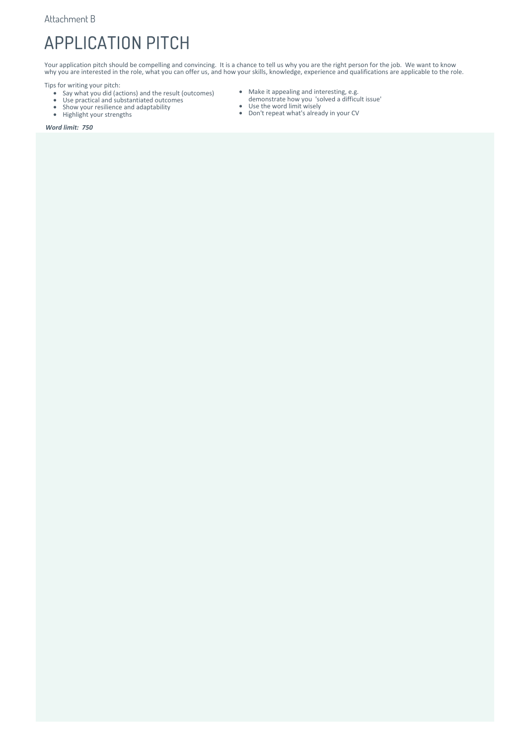Attachment B

# APPLICATION PITCH

Your application pitch should be compelling and convincing. It is a chance to tell us why you are the right person for the job. We want to know why you are interested in the role, what you can offer us, and how your skills, knowledge, experience and qualifications are applicable to the role.

Tips for writing your pitch:

- Say what you did (actions) and the result (outcomes)
- Use practical and substantiated outcomes
- Show your resilience and adaptability
- Highlight your strengths
- Make it appealing and interesting, e.g. demonstrate how you 'solved a difficult issue'
- Use the word limit wisely
- Don't repeat what's already in your CV

***Word limit: 750***